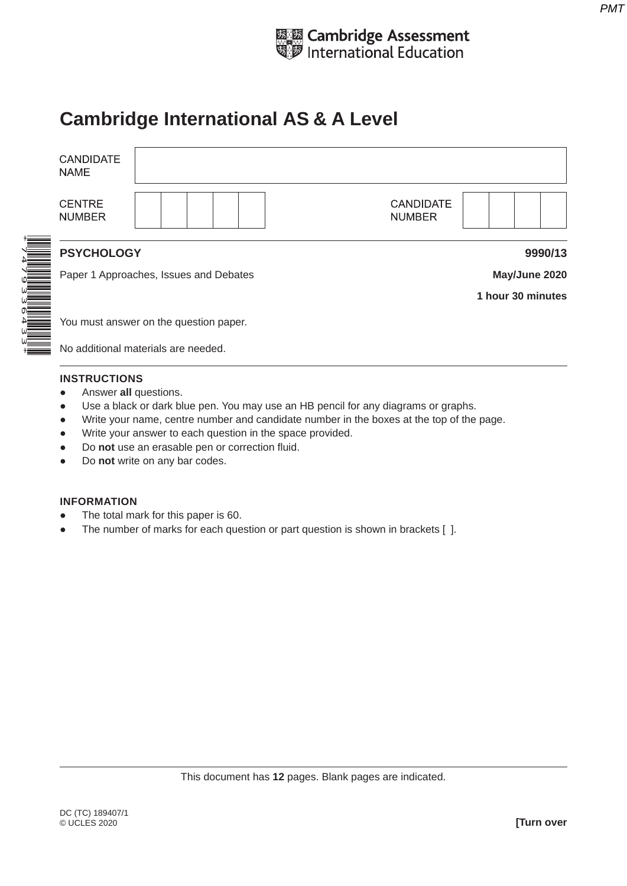Cambridge Assessment International Education

# Cambridge International AS & A Level

| CANDIDATE NAME | |
|---|---|
| CENTRE NUMBER | |
| CANDIDATE NUMBER | |

**PSYCHOLOGY** **9990/13**

Paper 1 Approaches, Issues and Debates **May/June 2020**

**1 hour 30 minutes**

You must answer on the question paper.

No additional materials are needed.

**INSTRUCTIONS**

- Answer **all** questions.
- Use a black or dark blue pen. You may use an HB pencil for any diagrams or graphs.
- Write your name, centre number and candidate number in the boxes at the top of the page.
- Write your answer to each question in the space provided.
- Do **not** use an erasable pen or correction fluid.
- Do **not** write on any bar codes.

**INFORMATION**

- The total mark for this paper is 60.
- The number of marks for each question or part question is shown in brackets [ ].

This document has **12** pages. Blank pages are indicated.

DC (TC) 189407/1
© UCLES 2020

**[Turn over**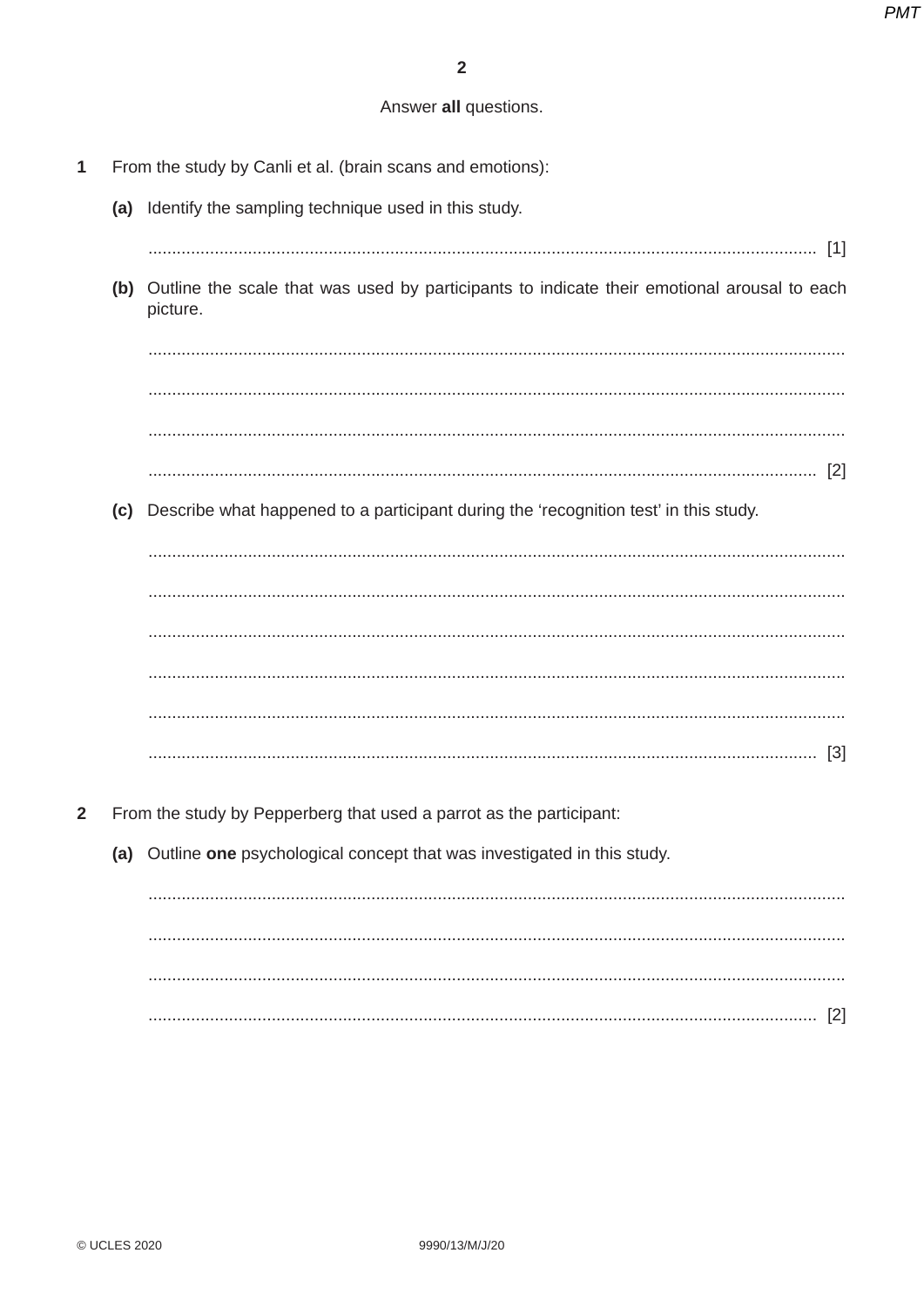Answer **all** questions.

**1** From the study by Canli et al. (brain scans and emotions):

**(a)** Identify the sampling technique used in this study.

.......................................................................................................................................... [1]

**(b)** Outline the scale that was used by participants to indicate their emotional arousal to each picture.

..........................................................................................................................................

..........................................................................................................................................

..........................................................................................................................................

.......................................................................................................................................... [2]

**(c)** Describe what happened to a participant during the 'recognition test' in this study.

..........................................................................................................................................

..........................................................................................................................................

..........................................................................................................................................

..........................................................................................................................................

..........................................................................................................................................

.......................................................................................................................................... [3]

**2** From the study by Pepperberg that used a parrot as the participant:

**(a)** Outline **one** psychological concept that was investigated in this study.

..........................................................................................................................................

..........................................................................................................................................

..........................................................................................................................................

.......................................................................................................................................... [2]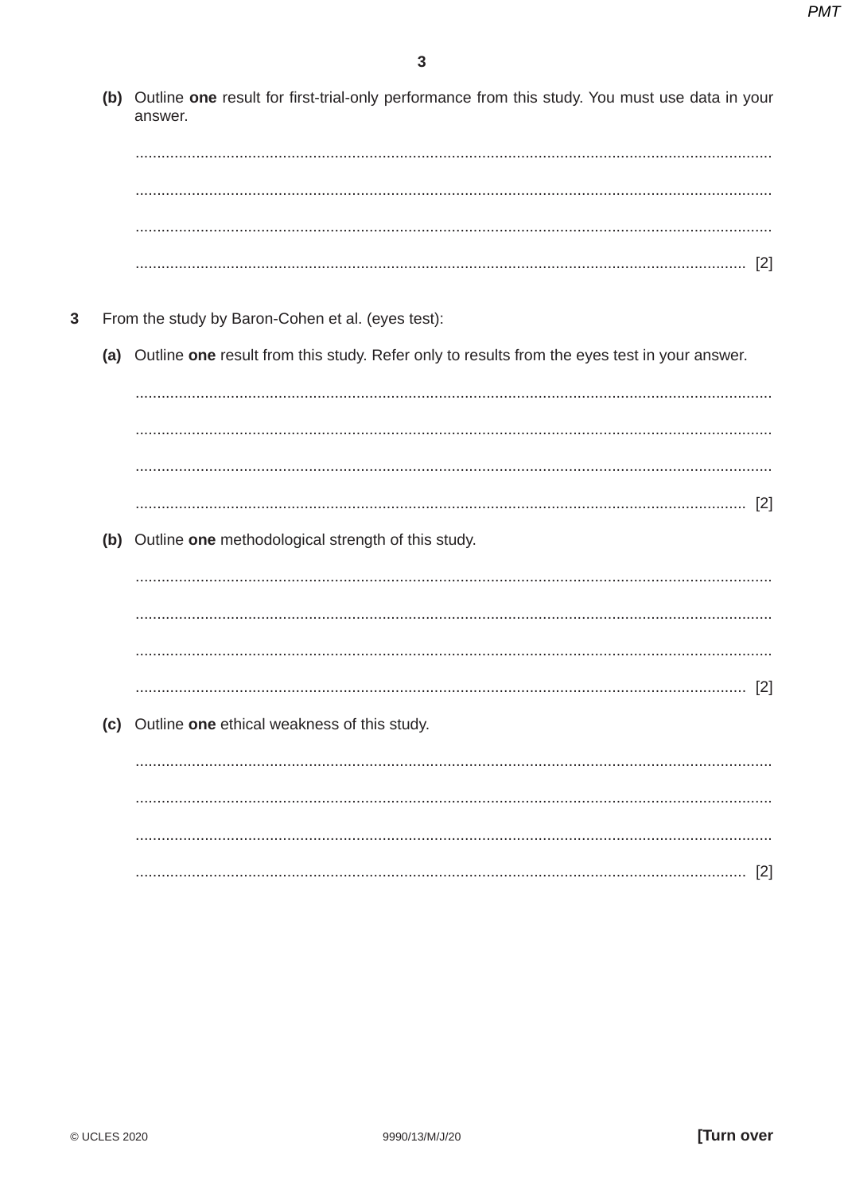**(b)** Outline **one** result for first-trial-only performance from this study. You must use data in your answer.

.......................................................................................................................................................

.......................................................................................................................................................

.......................................................................................................................................................

................................................................................................................................................. [2]

**3** From the study by Baron-Cohen et al. (eyes test):

**(a)** Outline **one** result from this study. Refer only to results from the eyes test in your answer.

.......................................................................................................................................................

.......................................................................................................................................................

.......................................................................................................................................................

................................................................................................................................................. [2]

**(b)** Outline **one** methodological strength of this study.

.......................................................................................................................................................

.......................................................................................................................................................

.......................................................................................................................................................

................................................................................................................................................. [2]

**(c)** Outline **one** ethical weakness of this study.

.......................................................................................................................................................

.......................................................................................................................................................

.......................................................................................................................................................

................................................................................................................................................. [2]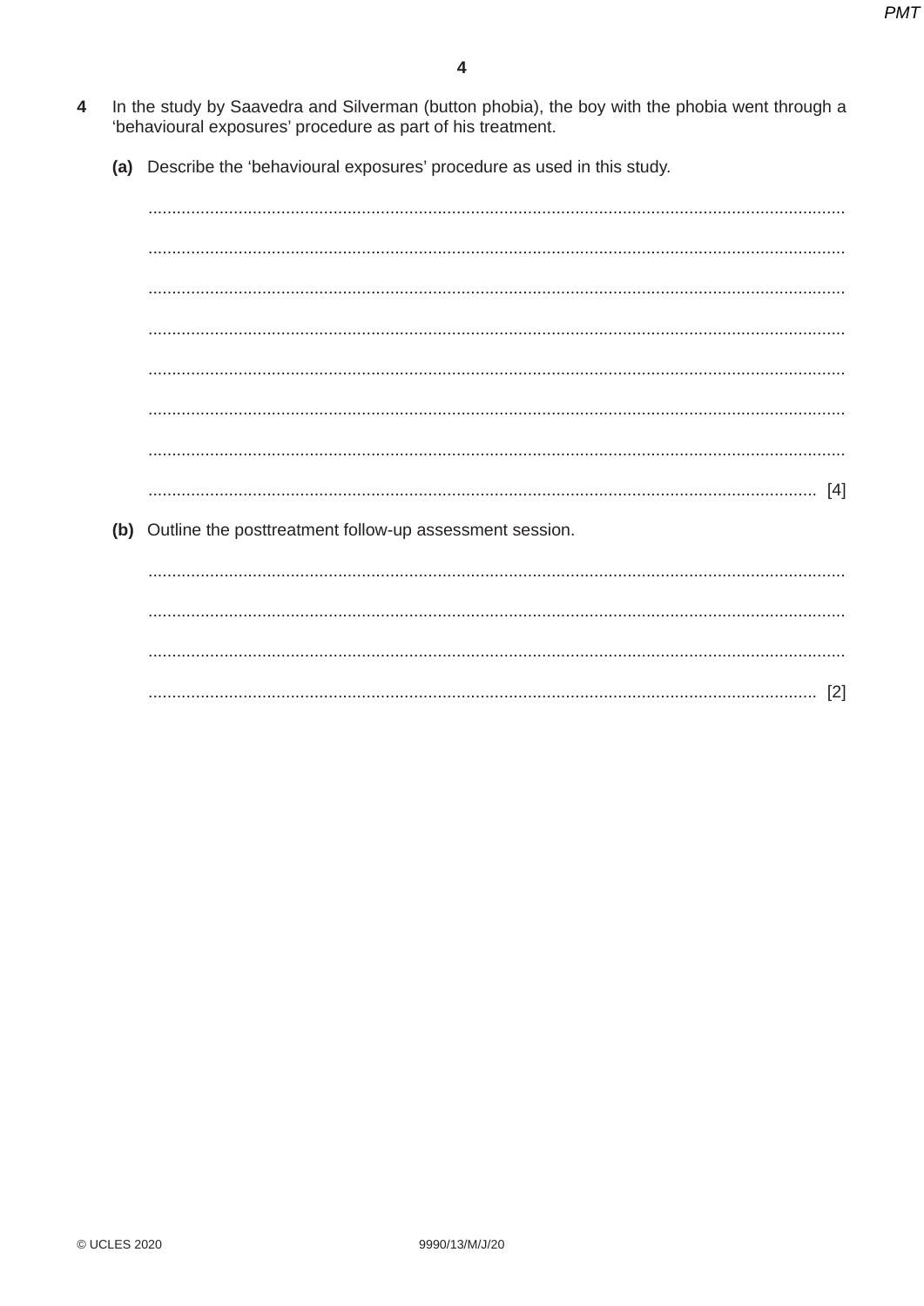**4** In the study by Saavedra and Silverman (button phobia), the boy with the phobia went through a 'behavioural exposures' procedure as part of his treatment.

**(a)** Describe the 'behavioural exposures' procedure as used in this study.

....................................................................................................................................................

....................................................................................................................................................

....................................................................................................................................................

....................................................................................................................................................

....................................................................................................................................................

....................................................................................................................................................

....................................................................................................................................................

.............................................................................................................................................. [4]

**(b)** Outline the posttreatment follow-up assessment session.

....................................................................................................................................................

....................................................................................................................................................

....................................................................................................................................................

.............................................................................................................................................. [2]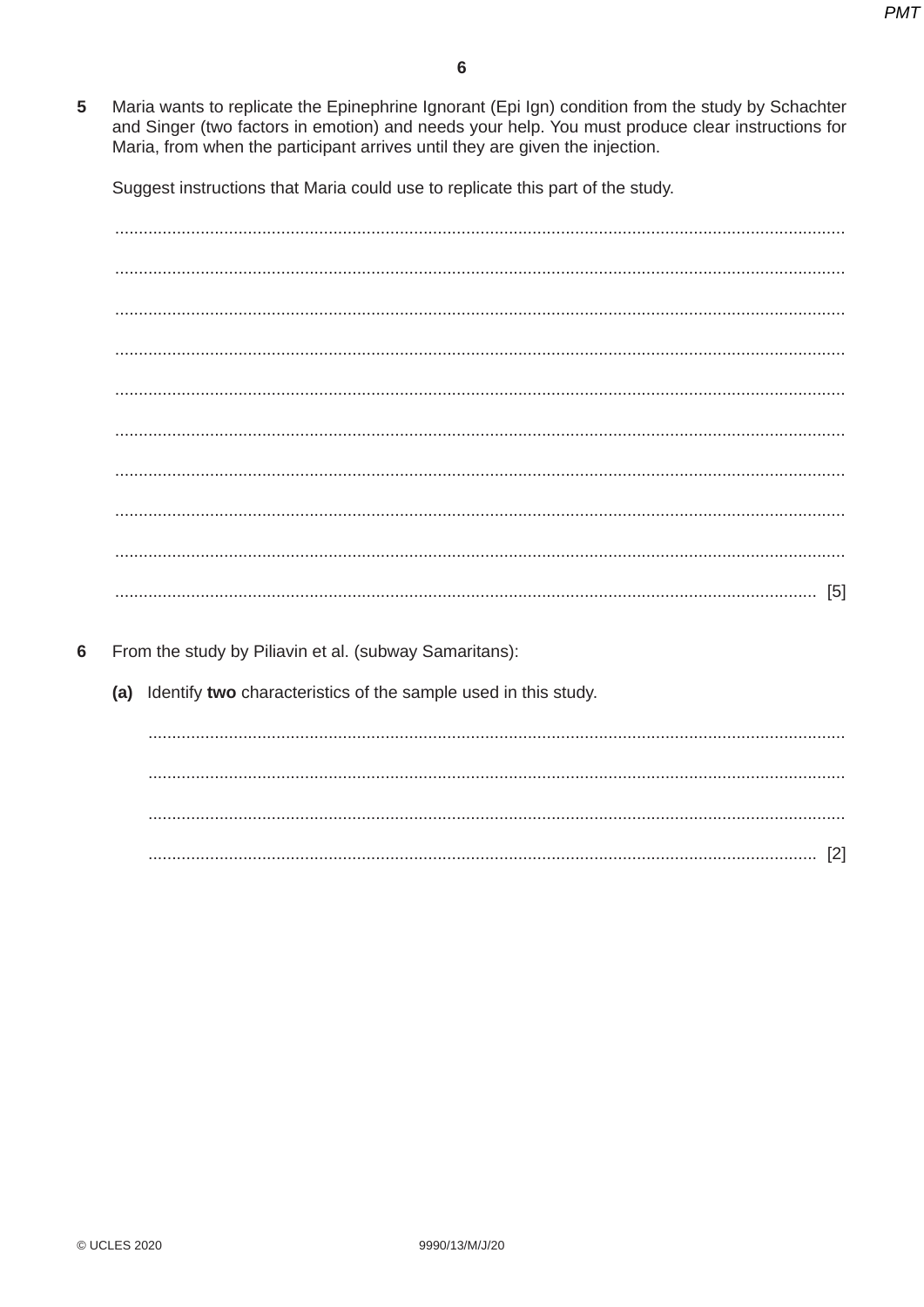**5** Maria wants to replicate the Epinephrine Ignorant (Epi Ign) condition from the study by Schachter and Singer (two factors in emotion) and needs your help. You must produce clear instructions for Maria, from when the participant arrives until they are given the injection.

Suggest instructions that Maria could use to replicate this part of the study.

.......................................................................................................................................................

.......................................................................................................................................................

.......................................................................................................................................................

.......................................................................................................................................................

.......................................................................................................................................................

.......................................................................................................................................................

.......................................................................................................................................................

.......................................................................................................................................................

.......................................................................................................................................................

................................................................................................................................................. [5]

**6** From the study by Piliavin et al. (subway Samaritans):

**(a)** Identify **two** characteristics of the sample used in this study.

.......................................................................................................................................................

.......................................................................................................................................................

.......................................................................................................................................................

................................................................................................................................................. [2]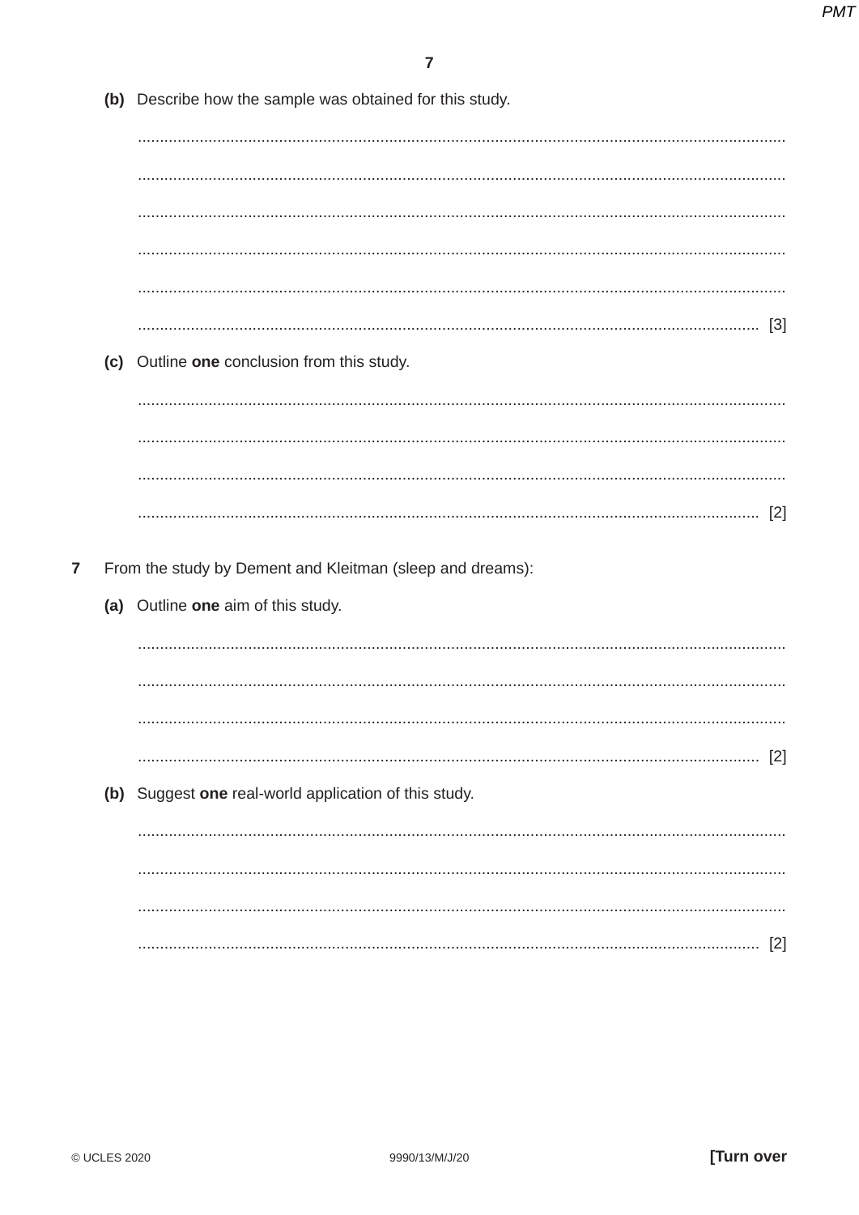**(b)** Describe how the sample was obtained for this study.

.......................................................................................................................................

.......................................................................................................................................

.......................................................................................................................................

.......................................................................................................................................

.......................................................................................................................................

................................................................................................................................. [3]

**(c)** Outline **one** conclusion from this study.

.......................................................................................................................................

.......................................................................................................................................

.......................................................................................................................................

................................................................................................................................. [2]

**7** From the study by Dement and Kleitman (sleep and dreams):

**(a)** Outline **one** aim of this study.

.......................................................................................................................................

.......................................................................................................................................

.......................................................................................................................................

................................................................................................................................. [2]

**(b)** Suggest **one** real-world application of this study.

.......................................................................................................................................

.......................................................................................................................................

.......................................................................................................................................

................................................................................................................................. [2]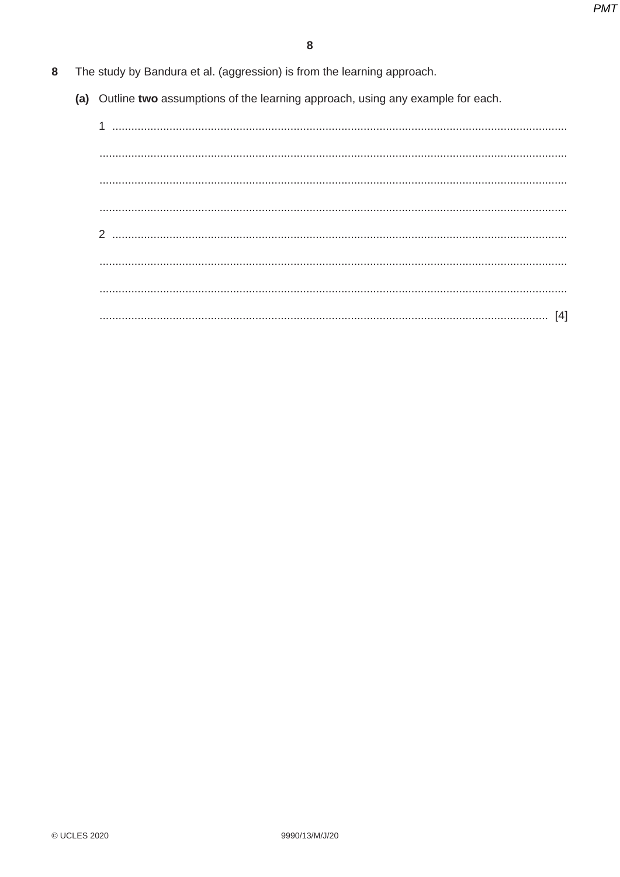**8** The study by Bandura et al. (aggression) is from the learning approach.

**(a)** Outline **two** assumptions of the learning approach, using any example for each.

1 ..........................................................................................................................................

..........................................................................................................................................

..........................................................................................................................................

..........................................................................................................................................

2 ..........................................................................................................................................

..........................................................................................................................................

..........................................................................................................................................

.................................................................................................................................... [4]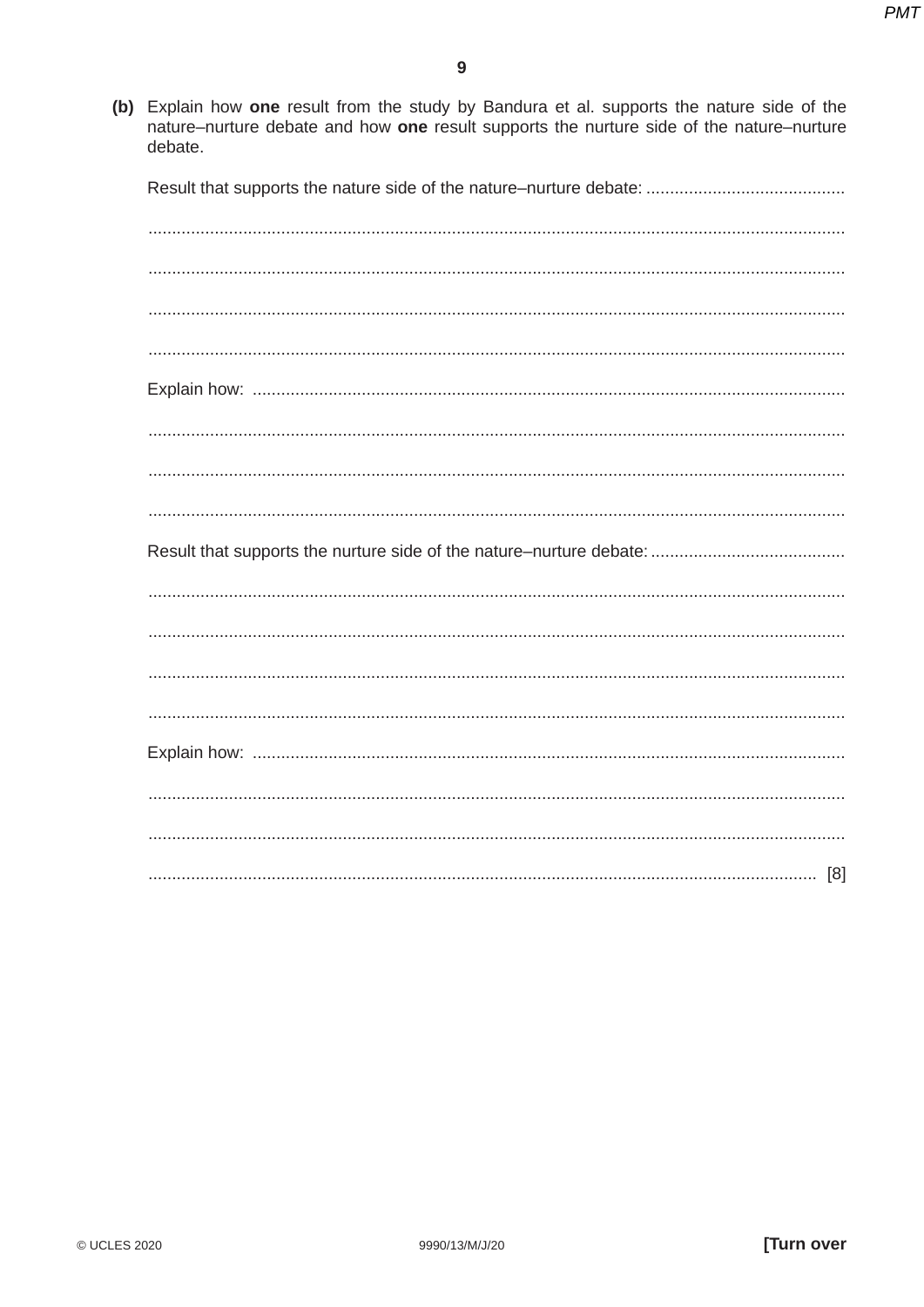(b) Explain how **one** result from the study by Bandura et al. supports the nature side of the nature–nurture debate and how **one** result supports the nurture side of the nature–nurture debate.

Result that supports the nature side of the nature–nurture debate: ..........................................

.................................................................................................................................................

.................................................................................................................................................

.................................................................................................................................................

.................................................................................................................................................

Explain how: ............................................................................................................................

.................................................................................................................................................

.................................................................................................................................................

.................................................................................................................................................

Result that supports the nurture side of the nature–nurture debate: .........................................

.................................................................................................................................................

.................................................................................................................................................

.................................................................................................................................................

.................................................................................................................................................

Explain how: ............................................................................................................................

.................................................................................................................................................

.................................................................................................................................................

............................................................................................................................................ [8]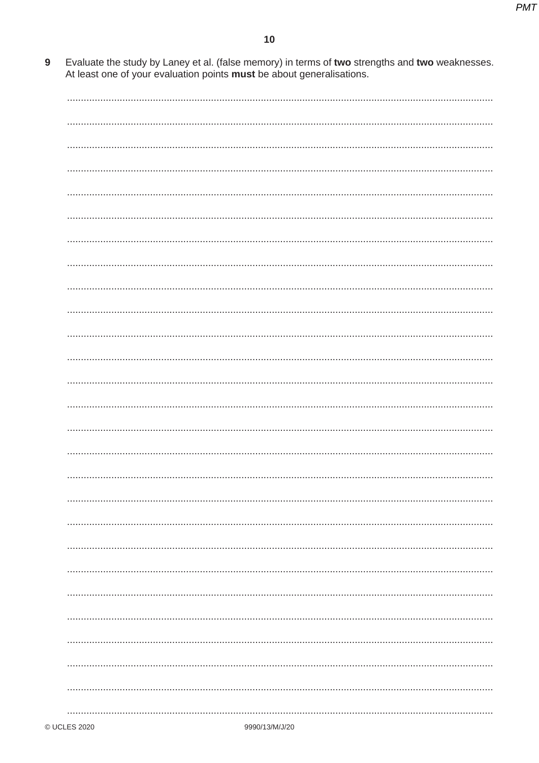9 Evaluate the study by Laney et al. (false memory) in terms of **two** strengths and **two** weaknesses. At least one of your evaluation points **must** be about generalisations.

...................................................................................................................................................

...................................................................................................................................................

...................................................................................................................................................

...................................................................................................................................................

...................................................................................................................................................

...................................................................................................................................................

...................................................................................................................................................

...................................................................................................................................................

...................................................................................................................................................

...................................................................................................................................................

...................................................................................................................................................

...................................................................................................................................................

...................................................................................................................................................

...................................................................................................................................................

...................................................................................................................................................

...................................................................................................................................................

...................................................................................................................................................

...................................................................................................................................................

...................................................................................................................................................

...................................................................................................................................................

...................................................................................................................................................

...................................................................................................................................................

...................................................................................................................................................

...................................................................................................................................................

...................................................................................................................................................

...................................................................................................................................................

...................................................................................................................................................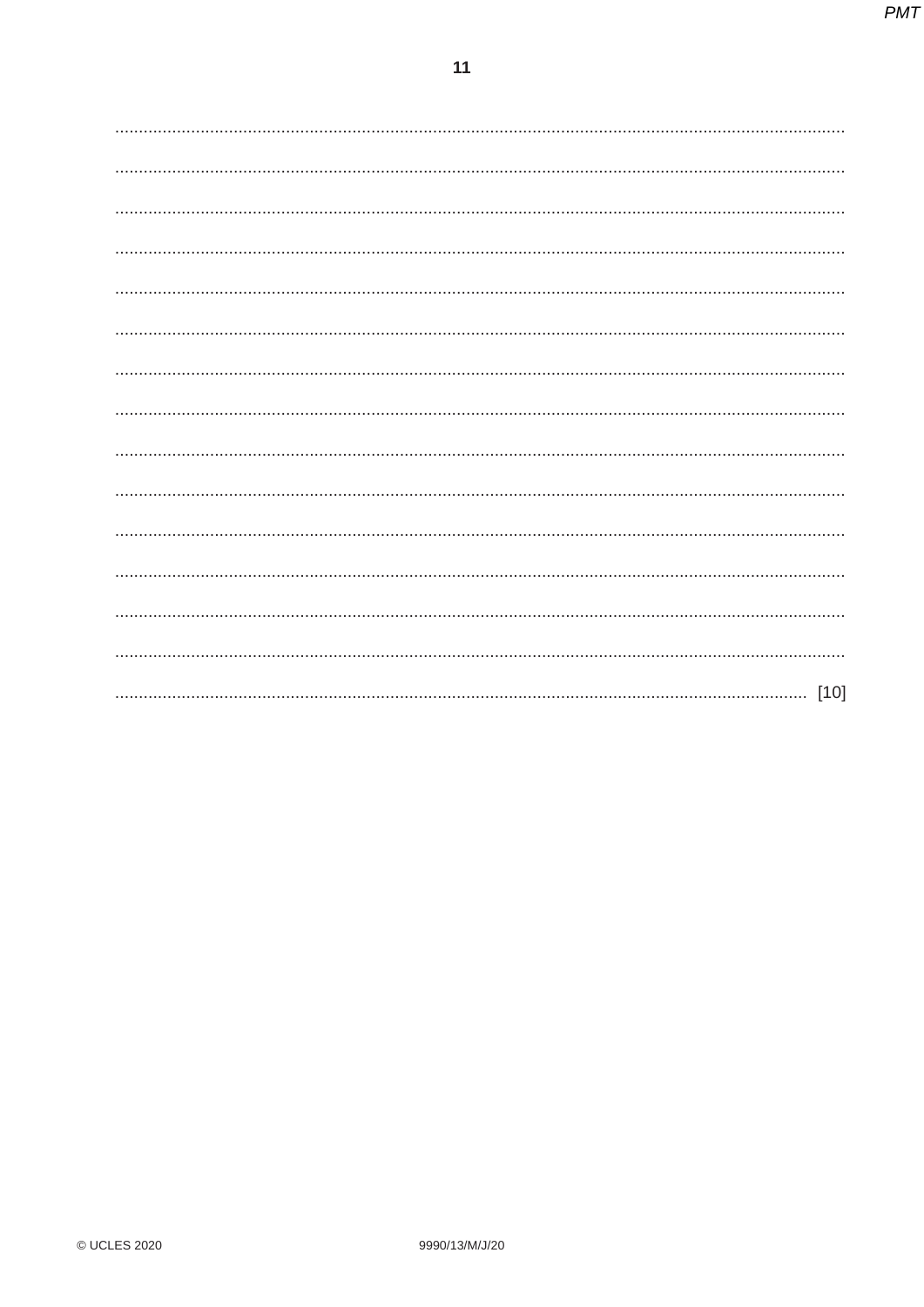[10]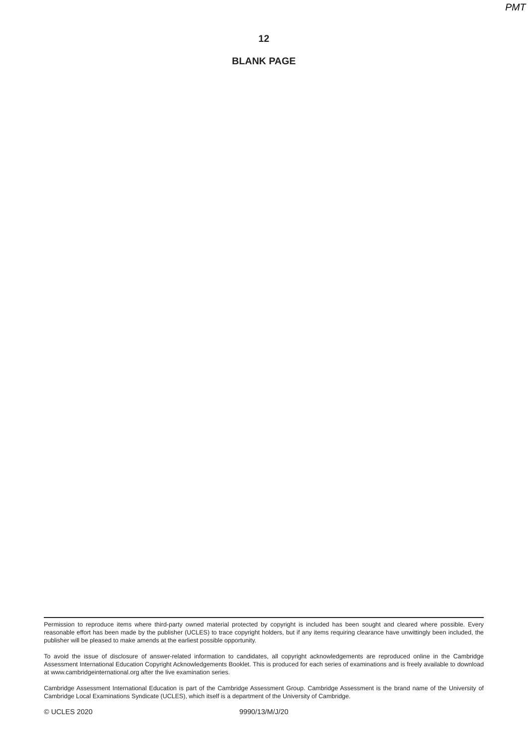**BLANK PAGE**

Permission to reproduce items where third-party owned material protected by copyright is included has been sought and cleared where possible. Every reasonable effort has been made by the publisher (UCLES) to trace copyright holders, but if any items requiring clearance have unwittingly been included, the publisher will be pleased to make amends at the earliest possible opportunity.

To avoid the issue of disclosure of answer-related information to candidates, all copyright acknowledgements are reproduced online in the Cambridge Assessment International Education Copyright Acknowledgements Booklet. This is produced for each series of examinations and is freely available to download at www.cambridgeinternational.org after the live examination series.

Cambridge Assessment International Education is part of the Cambridge Assessment Group. Cambridge Assessment is the brand name of the University of Cambridge Local Examinations Syndicate (UCLES), which itself is a department of the University of Cambridge.

© UCLES 2020 9990/13/M/J/20